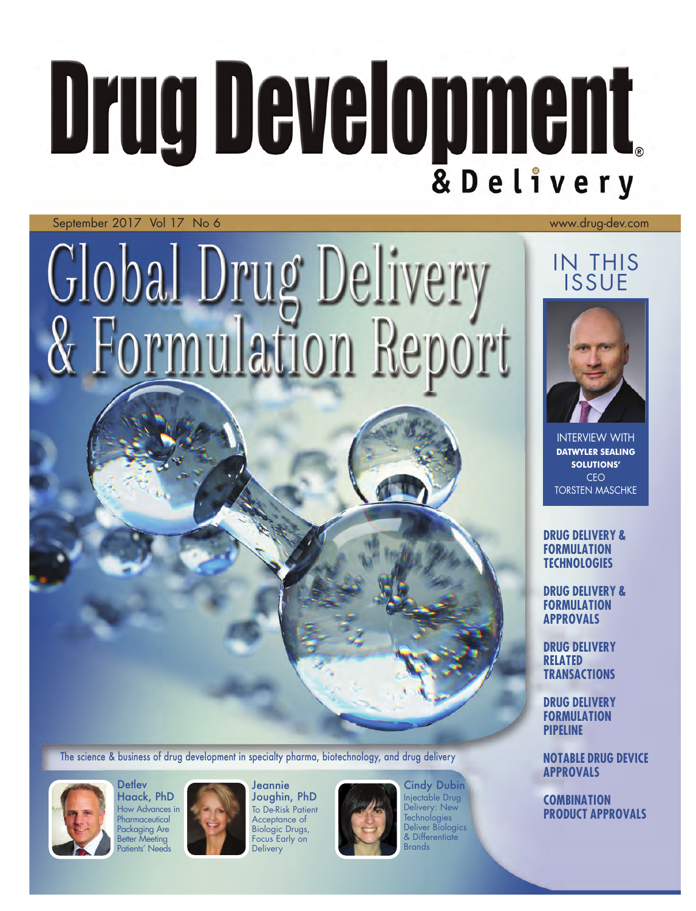# Drug Development & Delivery

September 2017 Vol 17 No 6

www.drug-dev.com

# Global Drug Delivery & Formulation Report

## IN THIS ISSUE

INTERVIEW WITH **DATWYLER SEALING SOLUTIONS'** CEO TORSTEN MASCHKE

**DRUG DELIVERY & FORMULATION TECHNOLOGIES**

**DRUG DELIVERY & FORMULATION APPROVALS**

**DRUG DELIVERY RELATED TRANSACTIONS**

**DRUG DELIVERY FORMULATION PIPELINE**

**NOTABLE DRUG DEVICE APPROVALS**

**COMBINATION PRODUCT APPROVALS**

The science & business of drug development in specialty pharma, biotechnology, and drug delivery

**Detlev Haack, PhD**
How Advances in Pharmaceutical Packaging Are Better Meeting Patients' Needs

**Jeannie Joughin, PhD**
To De-Risk Patient Acceptance of Biologic Drugs, Focus Early on Delivery

**Cindy Dubin**
Injectable Drug Delivery: New Technologies Deliver Biologics & Differentiate Brands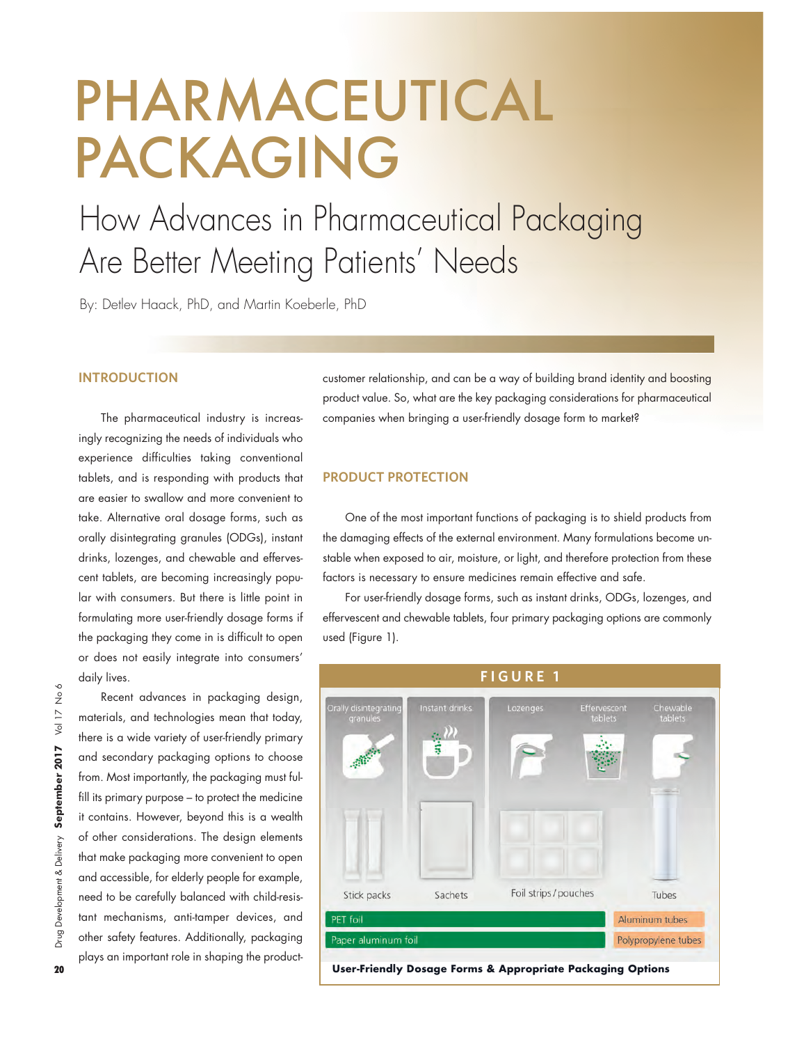# PHARMACEUTICAL PACKAGING

## How Advances in Pharmaceutical Packaging Are Better Meeting Patients' Needs

By: Detlev Haack, PhD, and Martin Koeberle, PhD

### INTRODUCTION

The pharmaceutical industry is increasingly recognizing the needs of individuals who experience difficulties taking conventional tablets, and is responding with products that are easier to swallow and more convenient to take. Alternative oral dosage forms, such as orally disintegrating granules (ODGs), instant drinks, lozenges, and chewable and effervescent tablets, are becoming increasingly popular with consumers. But there is little point in formulating more user-friendly dosage forms if the packaging they come in is difficult to open or does not easily integrate into consumers' daily lives.

Recent advances in packaging design, materials, and technologies mean that today, there is a wide variety of user-friendly primary and secondary packaging options to choose from. Most importantly, the packaging must fulfill its primary purpose – to protect the medicine it contains. However, beyond this is a wealth of other considerations. The design elements that make packaging more convenient to open and accessible, for elderly people for example, need to be carefully balanced with child-resistant mechanisms, anti-tamper devices, and other safety features. Additionally, packaging plays an important role in shaping the product-customer relationship, and can be a way of building brand identity and boosting product value. So, what are the key packaging considerations for pharmaceutical companies when bringing a user-friendly dosage form to market?

### PRODUCT PROTECTION

One of the most important functions of packaging is to shield products from the damaging effects of the external environment. Many formulations become unstable when exposed to air, moisture, or light, and therefore protection from these factors is necessary to ensure medicines remain effective and safe.

For user-friendly dosage forms, such as instant drinks, ODGs, lozenges, and effervescent and chewable tablets, four primary packaging options are commonly used (Figure 1).

**FIGURE 1**

| Orally disintegrating granules | Instant drinks | Lozenges | Effervescent tablets | Chewable tablets |
|---|---|---|---|---|
| Stick packs | Sachets | Foil strips / pouches | | Tubes |
| PET foil | | | | Aluminum tubes |
| Paper aluminum foil | | | | Polypropylene tubes |

**User-Friendly Dosage Forms & Appropriate Packaging Options**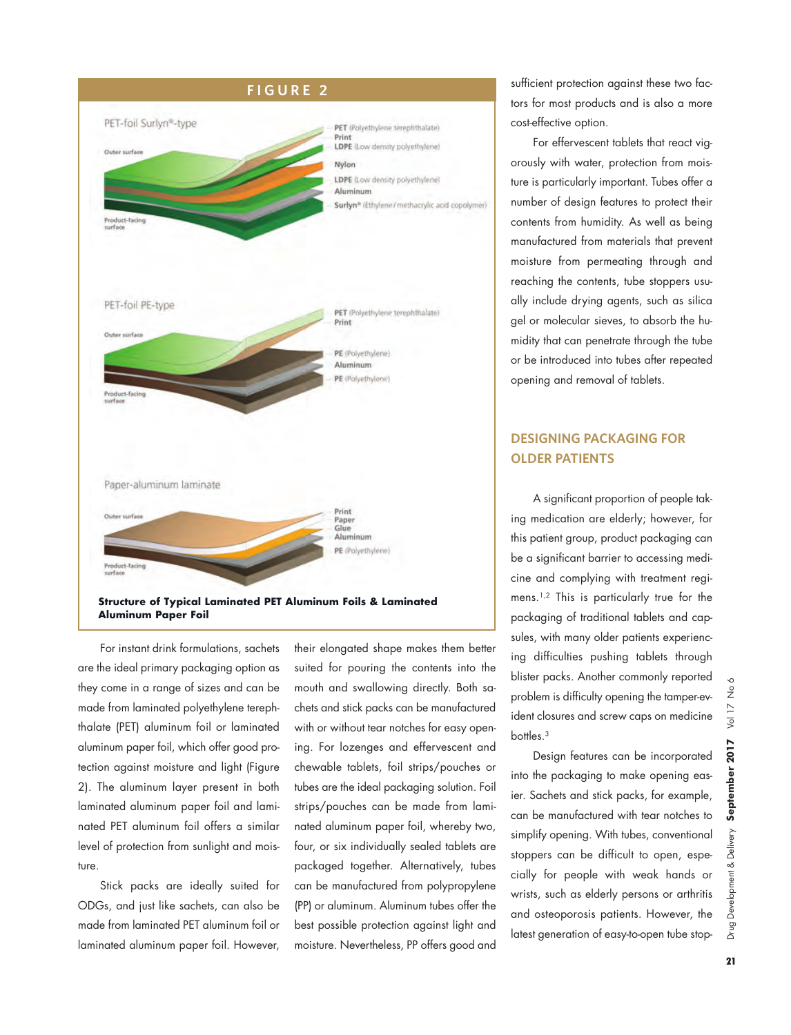## FIGURE 2

PET-foil Surlyn®-type

Outer surface

- PET (Polyethylene terephthalate)
- Print
- LDPE (Low density polyethylene)
- Nylon
- LDPE (Low density polyethylene)
- Aluminum
- Surlyn® (Ethylene/methacrylic acid copolymer)

Product-facing surface

PET-foil PE-type

Outer surface

- PET (Polyethylene terephthalate)
- Print
- PE (Polyethylene)
- Aluminum
- PE (Polyethylene)

Product-facing surface

Paper-aluminum laminate

Outer surface

- Print
- Paper
- Glue
- Aluminum
- PE (Polyethylene)

Product-facing surface

**Structure of Typical Laminated PET Aluminum Foils & Laminated Aluminum Paper Foil**

For instant drink formulations, sachets are the ideal primary packaging option as they come in a range of sizes and can be made from laminated polyethylene terephthalate (PET) aluminum foil or laminated aluminum paper foil, which offer good protection against moisture and light (Figure 2). The aluminum layer present in both laminated aluminum paper foil and laminated PET aluminum foil offers a similar level of protection from sunlight and moisture.

Stick packs are ideally suited for ODGs, and just like sachets, can also be made from laminated PET aluminum foil or laminated aluminum paper foil. However, their elongated shape makes them better suited for pouring the contents into the mouth and swallowing directly. Both sachets and stick packs can be manufactured with or without tear notches for easy opening. For lozenges and effervescent and chewable tablets, foil strips/pouches or tubes are the ideal packaging solution. Foil strips/pouches can be made from laminated aluminum paper foil, whereby two, four, or six individually sealed tablets are packaged together. Alternatively, tubes can be manufactured from polypropylene (PP) or aluminum. Aluminum tubes offer the best possible protection against light and moisture. Nevertheless, PP offers good and sufficient protection against these two factors for most products and is also a more cost-effective option.

For effervescent tablets that react vigorously with water, protection from moisture is particularly important. Tubes offer a number of design features to protect their contents from humidity. As well as being manufactured from materials that prevent moisture from permeating through and reaching the contents, tube stoppers usually include drying agents, such as silica gel or molecular sieves, to absorb the humidity that can penetrate through the tube or be introduced into tubes after repeated opening and removal of tablets.

## DESIGNING PACKAGING FOR OLDER PATIENTS

A significant proportion of people taking medication are elderly; however, for this patient group, product packaging can be a significant barrier to accessing medicine and complying with treatment regimens.[1,2] This is particularly true for the packaging of traditional tablets and capsules, with many older patients experiencing difficulties pushing tablets through blister packs. Another commonly reported problem is difficulty opening the tamper-evident closures and screw caps on medicine bottles.[3]

Design features can be incorporated into the packaging to make opening easier. Sachets and stick packs, for example, can be manufactured with tear notches to simplify opening. With tubes, conventional stoppers can be difficult to open, especially for people with weak hands or wrists, such as elderly persons or arthritis and osteoporosis patients. However, the latest generation of easy-to-open tube stop-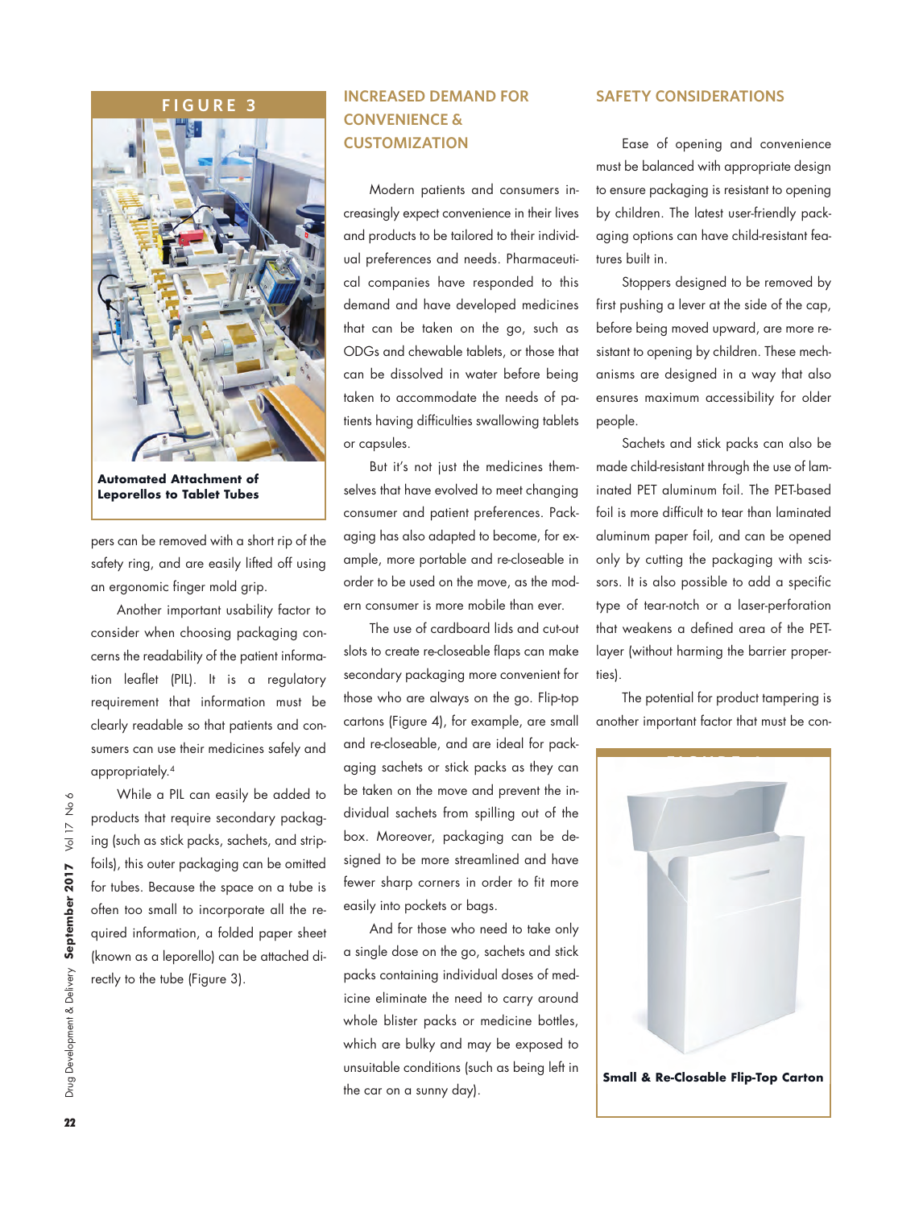FIGURE 3

Automated Attachment of Leporellos to Tablet Tubes

pers can be removed with a short rip of the safety ring, and are easily lifted off using an ergonomic finger mold grip.

Another important usability factor to consider when choosing packaging concerns the readability of the patient information leaflet (PIL). It is a regulatory requirement that information must be clearly readable so that patients and consumers can use their medicines safely and appropriately.[4]

While a PIL can easily be added to products that require secondary packaging (such as stick packs, sachets, and strip-foils), this outer packaging can be omitted for tubes. Because the space on a tube is often too small to incorporate all the required information, a folded paper sheet (known as a leporello) can be attached directly to the tube (Figure 3).

## INCREASED DEMAND FOR CONVENIENCE & CUSTOMIZATION

Modern patients and consumers increasingly expect convenience in their lives and products to be tailored to their individual preferences and needs. Pharmaceutical companies have responded to this demand and have developed medicines that can be taken on the go, such as ODGs and chewable tablets, or those that can be dissolved in water before being taken to accommodate the needs of patients having difficulties swallowing tablets or capsules.

But it's not just the medicines themselves that have evolved to meet changing consumer and patient preferences. Packaging has also adapted to become, for example, more portable and re-closeable in order to be used on the move, as the modern consumer is more mobile than ever.

The use of cardboard lids and cut-out slots to create re-closeable flaps can make secondary packaging more convenient for those who are always on the go. Flip-top cartons (Figure 4), for example, are small and re-closeable, and are ideal for packaging sachets or stick packs as they can be taken on the move and prevent the individual sachets from spilling out of the box. Moreover, packaging can be designed to be more streamlined and have fewer sharp corners in order to fit more easily into pockets or bags.

And for those who need to take only a single dose on the go, sachets and stick packs containing individual doses of medicine eliminate the need to carry around whole blister packs or medicine bottles, which are bulky and may be exposed to unsuitable conditions (such as being left in the car on a sunny day).

## SAFETY CONSIDERATIONS

Ease of opening and convenience must be balanced with appropriate design to ensure packaging is resistant to opening by children. The latest user-friendly packaging options can have child-resistant features built in.

Stoppers designed to be removed by first pushing a lever at the side of the cap, before being moved upward, are more resistant to opening by children. These mechanisms are designed in a way that also ensures maximum accessibility for older people.

Sachets and stick packs can also be made child-resistant through the use of laminated PET aluminum foil. The PET-based foil is more difficult to tear than laminated aluminum paper foil, and can be opened only by cutting the packaging with scissors. It is also possible to add a specific type of tear-notch or a laser-perforation that weakens a defined area of the PET-layer (without harming the barrier properties).

The potential for product tampering is another important factor that must be con-

FIGURE 4

Small & Re-Closable Flip-Top Carton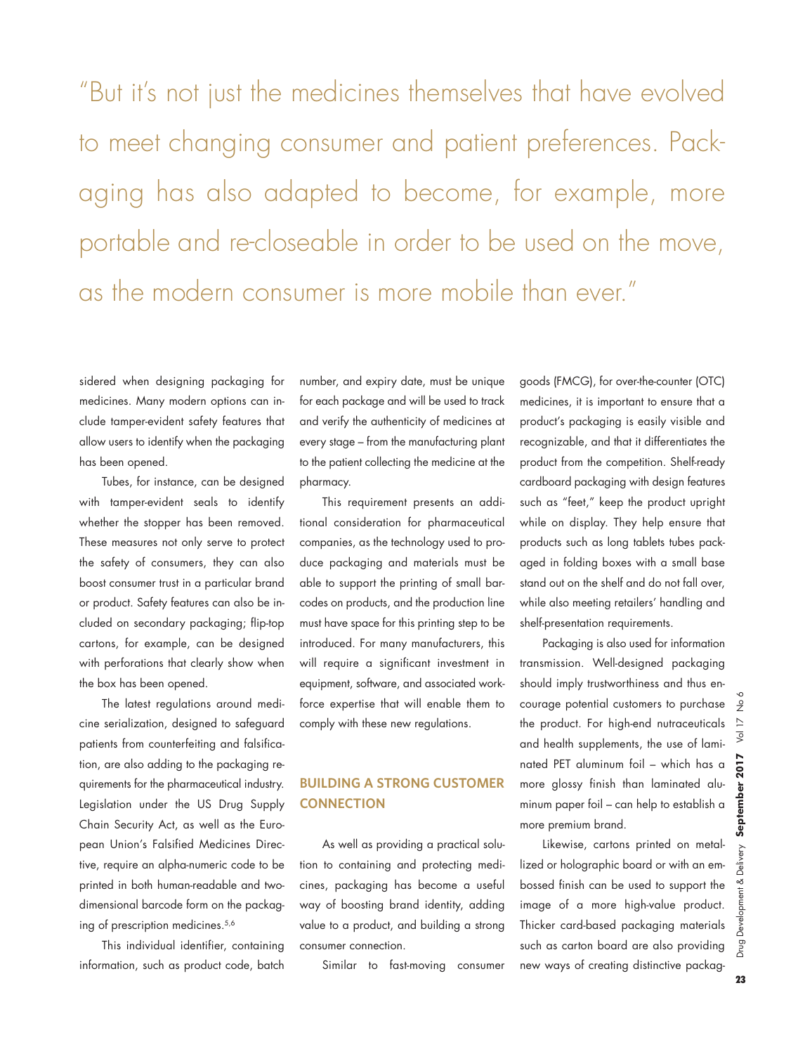"But it's not just the medicines themselves that have evolved to meet changing consumer and patient preferences. Packaging has also adapted to become, for example, more portable and re-closeable in order to be used on the move, as the modern consumer is more mobile than ever."

sidered when designing packaging for medicines. Many modern options can include tamper-evident safety features that allow users to identify when the packaging has been opened.

Tubes, for instance, can be designed with tamper-evident seals to identify whether the stopper has been removed. These measures not only serve to protect the safety of consumers, they can also boost consumer trust in a particular brand or product. Safety features can also be included on secondary packaging; flip-top cartons, for example, can be designed with perforations that clearly show when the box has been opened.

The latest regulations around medicine serialization, designed to safeguard patients from counterfeiting and falsification, are also adding to the packaging requirements for the pharmaceutical industry. Legislation under the US Drug Supply Chain Security Act, as well as the European Union's Falsified Medicines Directive, require an alpha-numeric code to be printed in both human-readable and two-dimensional barcode form on the packaging of prescription medicines.[5,6]

This individual identifier, containing information, such as product code, batch number, and expiry date, must be unique for each package and will be used to track and verify the authenticity of medicines at every stage – from the manufacturing plant to the patient collecting the medicine at the pharmacy.

This requirement presents an additional consideration for pharmaceutical companies, as the technology used to produce packaging and materials must be able to support the printing of small barcodes on products, and the production line must have space for this printing step to be introduced. For many manufacturers, this will require a significant investment in equipment, software, and associated workforce expertise that will enable them to comply with these new regulations.

## BUILDING A STRONG CUSTOMER CONNECTION

As well as providing a practical solution to containing and protecting medicines, packaging has become a useful way of boosting brand identity, adding value to a product, and building a strong consumer connection.

Similar to fast-moving consumer goods (FMCG), for over-the-counter (OTC) medicines, it is important to ensure that a product's packaging is easily visible and recognizable, and that it differentiates the product from the competition. Shelf-ready cardboard packaging with design features such as "feet," keep the product upright while on display. They help ensure that products such as long tablets tubes packaged in folding boxes with a small base stand out on the shelf and do not fall over, while also meeting retailers' handling and shelf-presentation requirements.

Packaging is also used for information transmission. Well-designed packaging should imply trustworthiness and thus encourage potential customers to purchase the product. For high-end nutraceuticals and health supplements, the use of laminated PET aluminum foil – which has a more glossy finish than laminated aluminum paper foil – can help to establish a more premium brand.

Likewise, cartons printed on metallized or holographic board or with an embossed finish can be used to support the image of a more high-value product. Thicker card-based packaging materials such as carton board are also providing new ways of creating distinctive packag-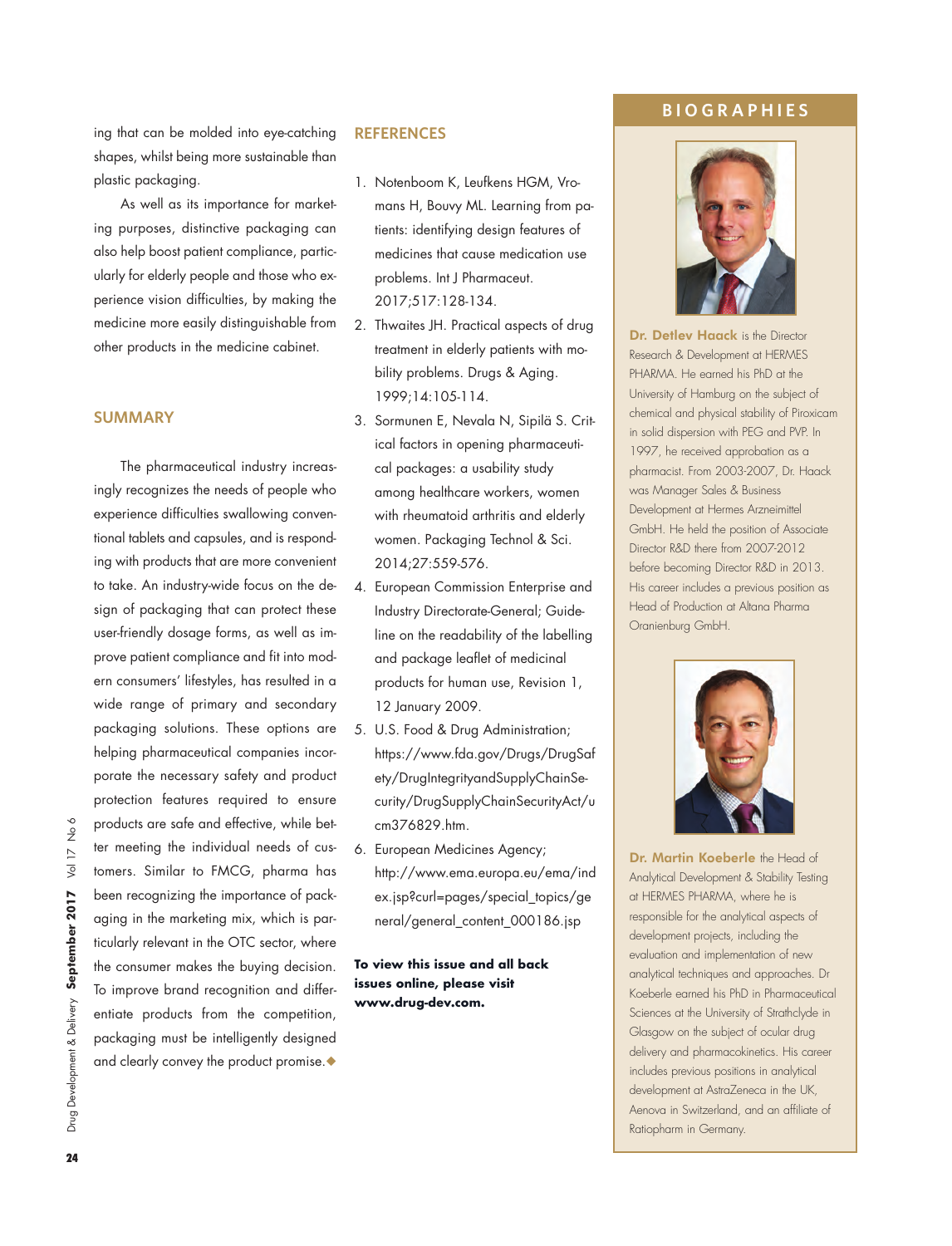ing that can be molded into eye-catching shapes, whilst being more sustainable than plastic packaging.

As well as its importance for marketing purposes, distinctive packaging can also help boost patient compliance, particularly for elderly people and those who experience vision difficulties, by making the medicine more easily distinguishable from other products in the medicine cabinet.

## SUMMARY

The pharmaceutical industry increasingly recognizes the needs of people who experience difficulties swallowing conventional tablets and capsules, and is responding with products that are more convenient to take. An industry-wide focus on the design of packaging that can protect these user-friendly dosage forms, as well as improve patient compliance and fit into modern consumers' lifestyles, has resulted in a wide range of primary and secondary packaging solutions. These options are helping pharmaceutical companies incorporate the necessary safety and product protection features required to ensure products are safe and effective, while better meeting the individual needs of customers. Similar to FMCG, pharma has been recognizing the importance of packaging in the marketing mix, which is particularly relevant in the OTC sector, where the consumer makes the buying decision. To improve brand recognition and differentiate products from the competition, packaging must be intelligently designed and clearly convey the product promise.◆

## REFERENCES

1. Notenboom K, Leufkens HGM, Vromans H, Bouvy ML. Learning from patients: identifying design features of medicines that cause medication use problems. Int J Pharmaceut. 2017;517:128-134.
2. Thwaites JH. Practical aspects of drug treatment in elderly patients with mobility problems. Drugs & Aging. 1999;14:105-114.
3. Sormunen E, Nevala N, Sipilä S. Critical factors in opening pharmaceutical packages: a usability study among healthcare workers, women with rheumatoid arthritis and elderly women. Packaging Technol & Sci. 2014;27:559-576.
4. European Commission Enterprise and Industry Directorate-General; Guideline on the readability of the labelling and package leaflet of medicinal products for human use, Revision 1, 12 January 2009.
5. U.S. Food & Drug Administration; https://www.fda.gov/Drugs/DrugSafety/DrugIntegrityandSupplyChainSecurity/DrugSupplyChainSecurityAct/ucm376829.htm.
6. European Medicines Agency; http://www.ema.europa.eu/ema/index.jsp?curl=pages/special_topics/general/general_content_000186.jsp

**To view this issue and all back issues online, please visit www.drug-dev.com.**

## BIOGRAPHIES

**Dr. Detlev Haack** is the Director Research & Development at HERMES PHARMA. He earned his PhD at the University of Hamburg on the subject of chemical and physical stability of Piroxicam in solid dispersion with PEG and PVP. In 1997, he received approbation as a pharmacist. From 2003-2007, Dr. Haack was Manager Sales & Business Development at Hermes Arzneimittel GmbH. He held the position of Associate Director R&D there from 2007-2012 before becoming Director R&D in 2013. His career includes a previous position as Head of Production at Altana Pharma Oranienburg GmbH.

**Dr. Martin Koeberle** the Head of Analytical Development & Stability Testing at HERMES PHARMA, where he is responsible for the analytical aspects of development projects, including the evaluation and implementation of new analytical techniques and approaches. Dr Koeberle earned his PhD in Pharmaceutical Sciences at the University of Strathclyde in Glasgow on the subject of ocular drug delivery and pharmacokinetics. His career includes previous positions in analytical development at AstraZeneca in the UK, Aenova in Switzerland, and an affiliate of Ratiopharm in Germany.